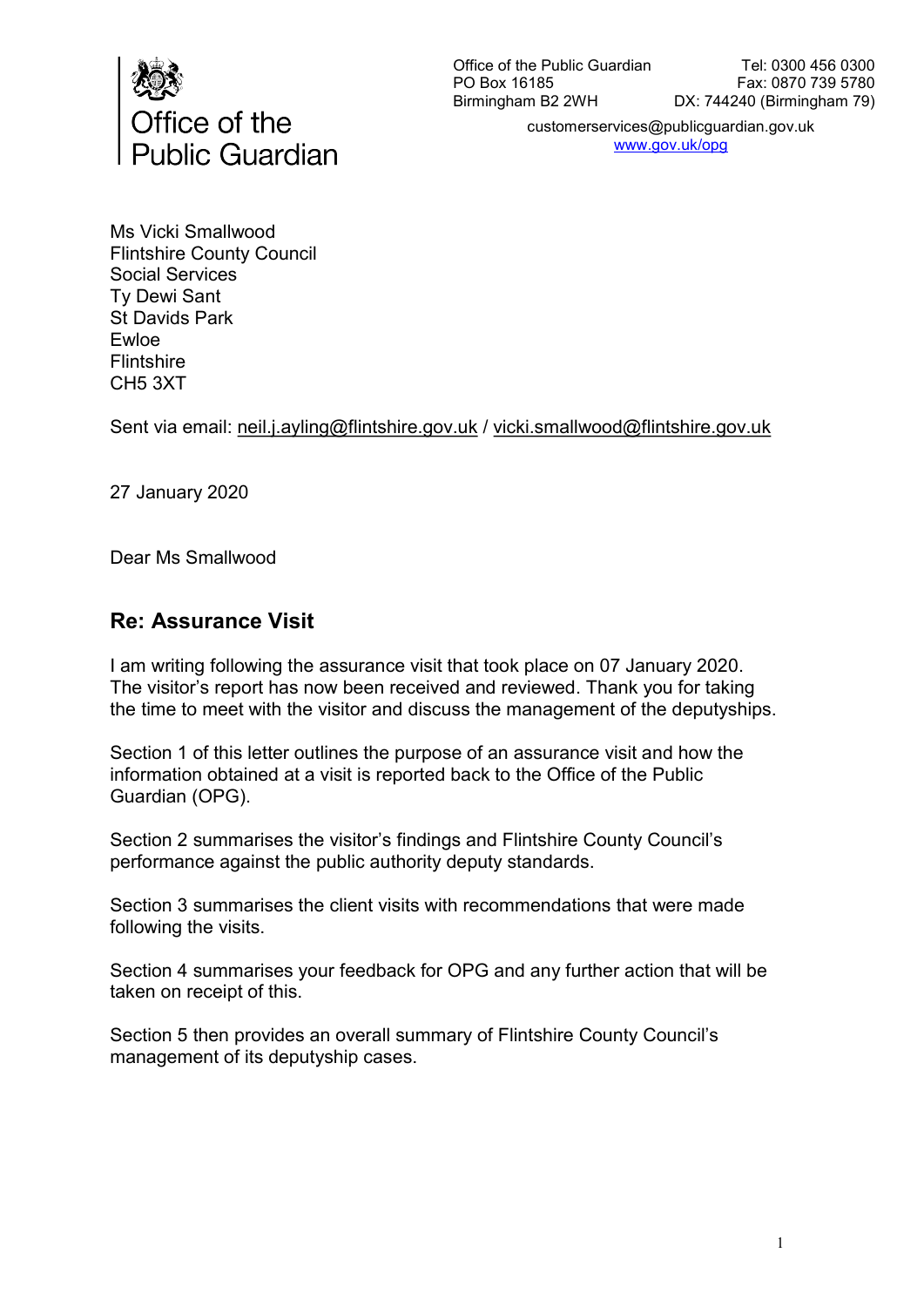Office of the Public Guardian

Office of the Public Guardian
PO Box 16185
Birmingham B2 2WH

Tel: 0300 456 0300
Fax: 0870 739 5780
DX: 744240 (Birmingham 79)

customerservices@publicguardian.gov.uk
www.gov.uk/opg

Ms Vicki Smallwood
Flintshire County Council
Social Services
Ty Dewi Sant
St Davids Park
Ewloe
Flintshire
CH5 3XT

Sent via email: neil.j.ayling@flintshire.gov.uk / vicki.smallwood@flintshire.gov.uk

27 January 2020

Dear Ms Smallwood

## Re: Assurance Visit

I am writing following the assurance visit that took place on 07 January 2020. The visitor's report has now been received and reviewed. Thank you for taking the time to meet with the visitor and discuss the management of the deputyships.

Section 1 of this letter outlines the purpose of an assurance visit and how the information obtained at a visit is reported back to the Office of the Public Guardian (OPG).

Section 2 summarises the visitor's findings and Flintshire County Council's performance against the public authority deputy standards.

Section 3 summarises the client visits with recommendations that were made following the visits.

Section 4 summarises your feedback for OPG and any further action that will be taken on receipt of this.

Section 5 then provides an overall summary of Flintshire County Council's management of its deputyship cases.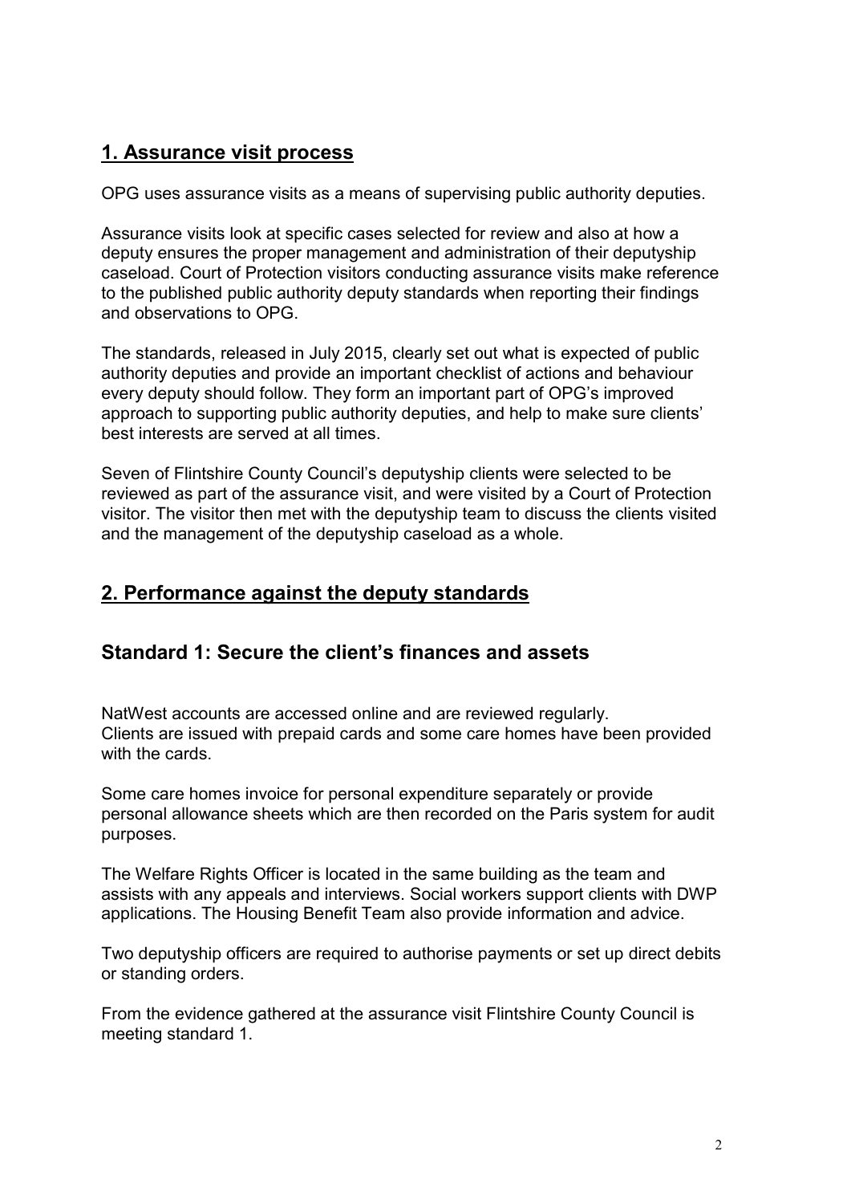## 1. Assurance visit process

OPG uses assurance visits as a means of supervising public authority deputies.

Assurance visits look at specific cases selected for review and also at how a deputy ensures the proper management and administration of their deputyship caseload. Court of Protection visitors conducting assurance visits make reference to the published public authority deputy standards when reporting their findings and observations to OPG.

The standards, released in July 2015, clearly set out what is expected of public authority deputies and provide an important checklist of actions and behaviour every deputy should follow. They form an important part of OPG's improved approach to supporting public authority deputies, and help to make sure clients' best interests are served at all times.

Seven of Flintshire County Council's deputyship clients were selected to be reviewed as part of the assurance visit, and were visited by a Court of Protection visitor. The visitor then met with the deputyship team to discuss the clients visited and the management of the deputyship caseload as a whole.

## 2. Performance against the deputy standards

### Standard 1: Secure the client's finances and assets

NatWest accounts are accessed online and are reviewed regularly.
Clients are issued with prepaid cards and some care homes have been provided with the cards.

Some care homes invoice for personal expenditure separately or provide personal allowance sheets which are then recorded on the Paris system for audit purposes.

The Welfare Rights Officer is located in the same building as the team and assists with any appeals and interviews. Social workers support clients with DWP applications. The Housing Benefit Team also provide information and advice.

Two deputyship officers are required to authorise payments or set up direct debits or standing orders.

From the evidence gathered at the assurance visit Flintshire County Council is meeting standard 1.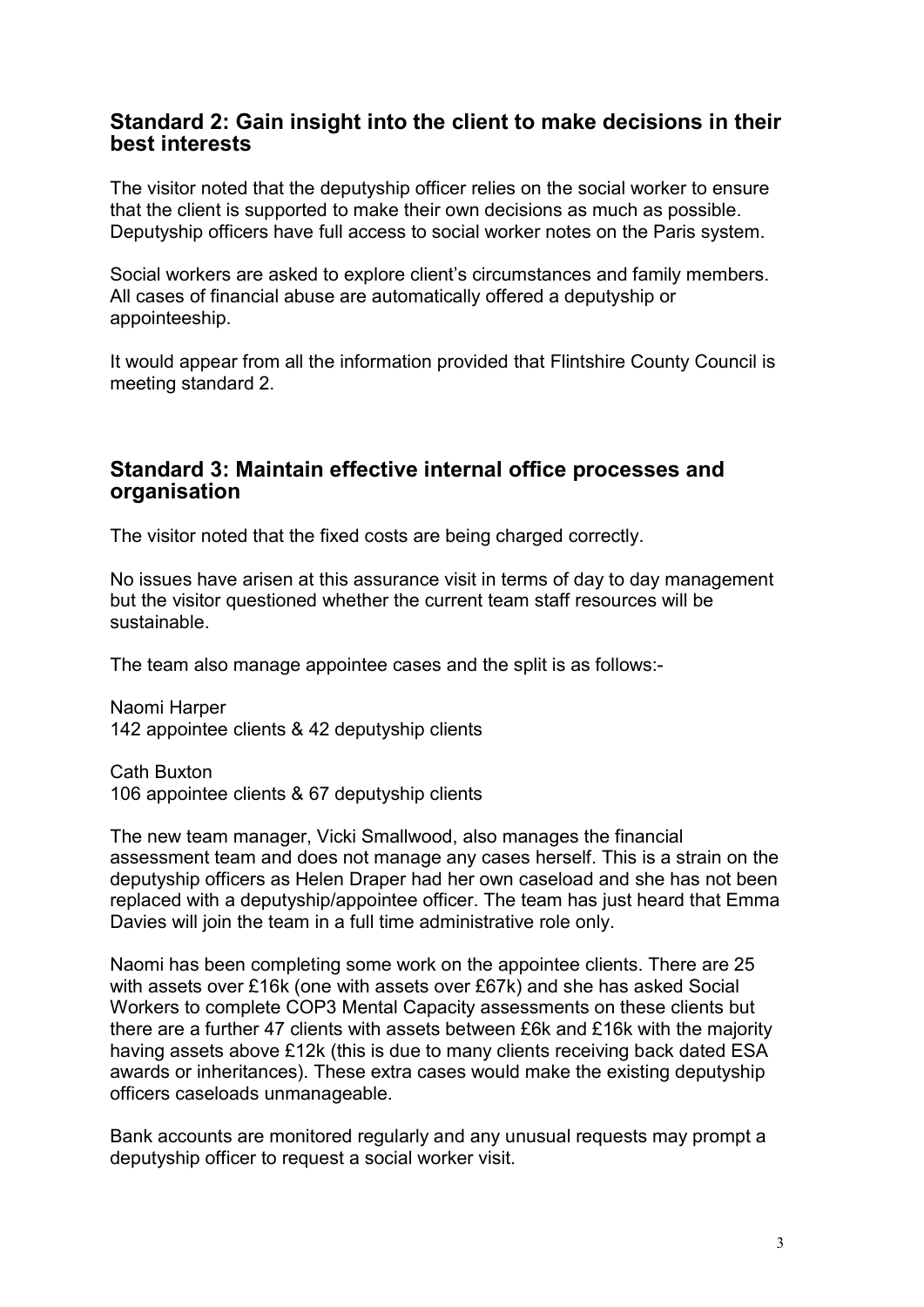## Standard 2: Gain insight into the client to make decisions in their best interests

The visitor noted that the deputyship officer relies on the social worker to ensure that the client is supported to make their own decisions as much as possible. Deputyship officers have full access to social worker notes on the Paris system.

Social workers are asked to explore client's circumstances and family members. All cases of financial abuse are automatically offered a deputyship or appointeeship.

It would appear from all the information provided that Flintshire County Council is meeting standard 2.

## Standard 3: Maintain effective internal office processes and organisation

The visitor noted that the fixed costs are being charged correctly.

No issues have arisen at this assurance visit in terms of day to day management but the visitor questioned whether the current team staff resources will be sustainable.

The team also manage appointee cases and the split is as follows:-

Naomi Harper
142 appointee clients & 42 deputyship clients

Cath Buxton
106 appointee clients & 67 deputyship clients

The new team manager, Vicki Smallwood, also manages the financial assessment team and does not manage any cases herself. This is a strain on the deputyship officers as Helen Draper had her own caseload and she has not been replaced with a deputyship/appointee officer. The team has just heard that Emma Davies will join the team in a full time administrative role only.

Naomi has been completing some work on the appointee clients. There are 25 with assets over £16k (one with assets over £67k) and she has asked Social Workers to complete COP3 Mental Capacity assessments on these clients but there are a further 47 clients with assets between £6k and £16k with the majority having assets above £12k (this is due to many clients receiving back dated ESA awards or inheritances). These extra cases would make the existing deputyship officers caseloads unmanageable.

Bank accounts are monitored regularly and any unusual requests may prompt a deputyship officer to request a social worker visit.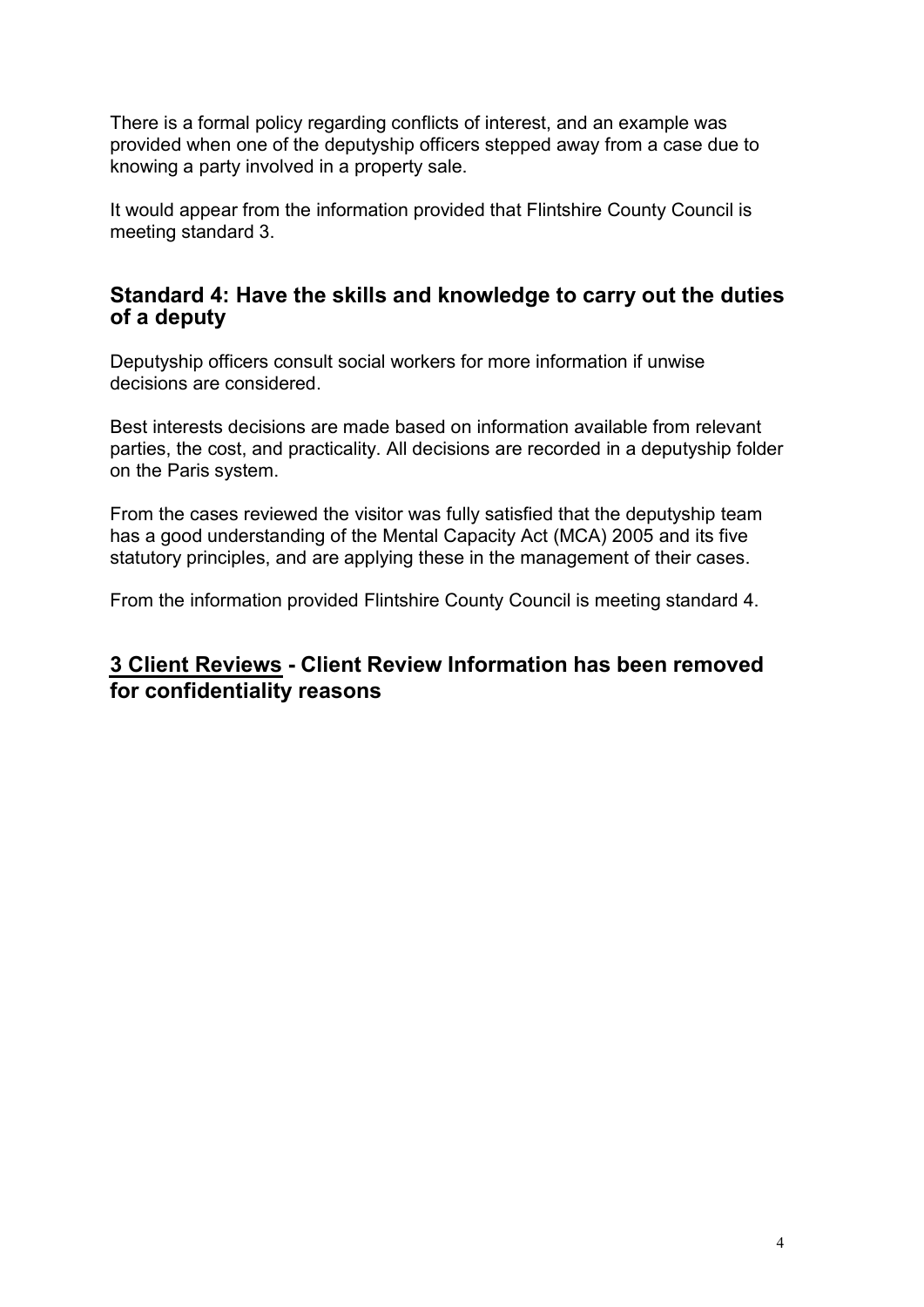There is a formal policy regarding conflicts of interest, and an example was provided when one of the deputyship officers stepped away from a case due to knowing a party involved in a property sale.

It would appear from the information provided that Flintshire County Council is meeting standard 3.

## Standard 4: Have the skills and knowledge to carry out the duties of a deputy

Deputyship officers consult social workers for more information if unwise decisions are considered.

Best interests decisions are made based on information available from relevant parties, the cost, and practicality. All decisions are recorded in a deputyship folder on the Paris system.

From the cases reviewed the visitor was fully satisfied that the deputyship team has a good understanding of the Mental Capacity Act (MCA) 2005 and its five statutory principles, and are applying these in the management of their cases.

From the information provided Flintshire County Council is meeting standard 4.

## 3 Client Reviews - Client Review Information has been removed for confidentiality reasons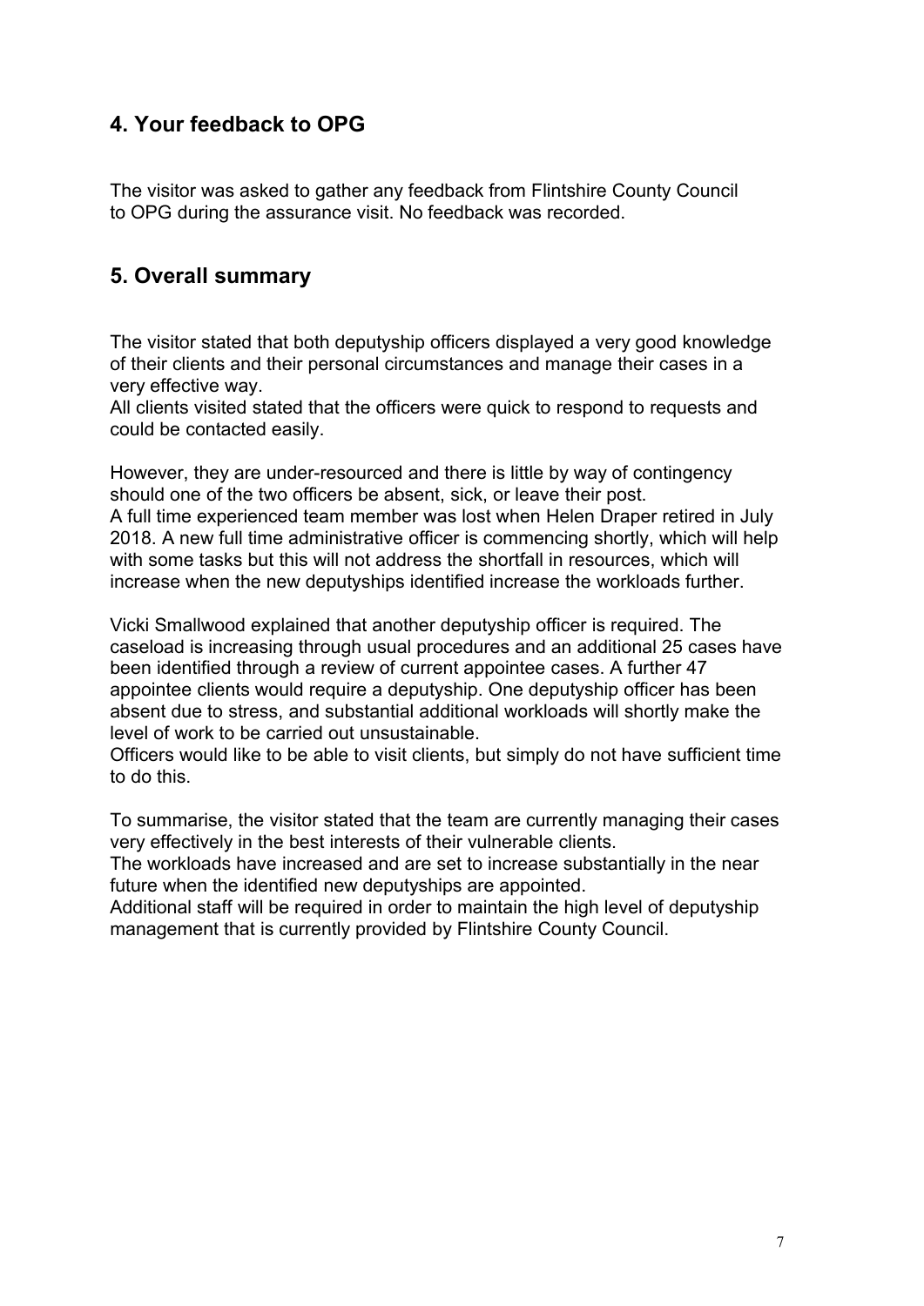## 4. Your feedback to OPG

The visitor was asked to gather any feedback from Flintshire County Council to OPG during the assurance visit. No feedback was recorded.

## 5. Overall summary

The visitor stated that both deputyship officers displayed a very good knowledge of their clients and their personal circumstances and manage their cases in a very effective way.
All clients visited stated that the officers were quick to respond to requests and could be contacted easily.

However, they are under-resourced and there is little by way of contingency should one of the two officers be absent, sick, or leave their post.
A full time experienced team member was lost when Helen Draper retired in July 2018. A new full time administrative officer is commencing shortly, which will help with some tasks but this will not address the shortfall in resources, which will increase when the new deputyships identified increase the workloads further.

Vicki Smallwood explained that another deputyship officer is required. The caseload is increasing through usual procedures and an additional 25 cases have been identified through a review of current appointee cases. A further 47 appointee clients would require a deputyship. One deputyship officer has been absent due to stress, and substantial additional workloads will shortly make the level of work to be carried out unsustainable.
Officers would like to be able to visit clients, but simply do not have sufficient time to do this.

To summarise, the visitor stated that the team are currently managing their cases very effectively in the best interests of their vulnerable clients.
The workloads have increased and are set to increase substantially in the near future when the identified new deputyships are appointed.
Additional staff will be required in order to maintain the high level of deputyship management that is currently provided by Flintshire County Council.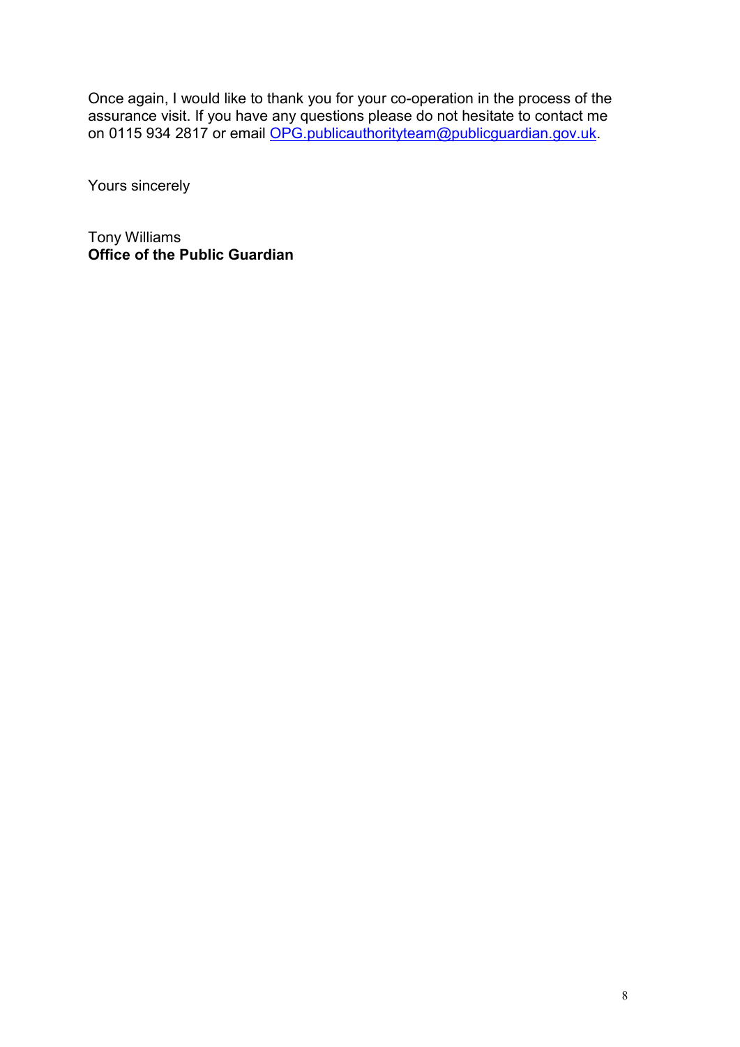Once again, I would like to thank you for your co-operation in the process of the assurance visit. If you have any questions please do not hesitate to contact me on 0115 934 2817 or email OPG.publicauthorityteam@publicguardian.gov.uk.

Yours sincerely

Tony Williams
**Office of the Public Guardian**